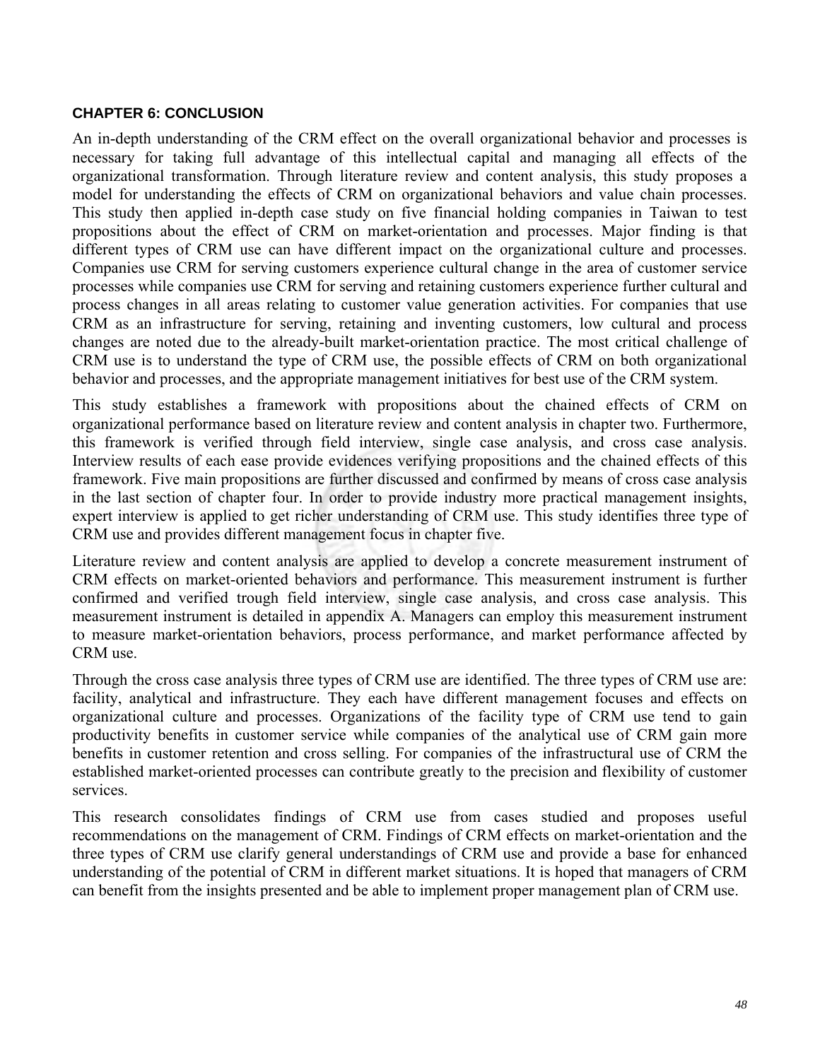## CHAPTER 6: CONCLUSION

An in-depth understanding of the CRM effect on the overall organizational behavior and processes is necessary for taking full advantage of this intellectual capital and managing all effects of the organizational transformation. Through literature review and content analysis, this study proposes a model for understanding the effects of CRM on organizational behaviors and value chain processes. This study then applied in-depth case study on five financial holding companies in Taiwan to test propositions about the effect of CRM on market-orientation and processes. Major finding is that different types of CRM use can have different impact on the organizational culture and processes. Companies use CRM for serving customers experience cultural change in the area of customer service processes while companies use CRM for serving and retaining customers experience further cultural and process changes in all areas relating to customer value generation activities. For companies that use CRM as an infrastructure for serving, retaining and inventing customers, low cultural and process changes are noted due to the already-built market-orientation practice. The most critical challenge of CRM use is to understand the type of CRM use, the possible effects of CRM on both organizational behavior and processes, and the appropriate management initiatives for best use of the CRM system.

This study establishes a framework with propositions about the chained effects of CRM on organizational performance based on literature review and content analysis in chapter two. Furthermore, this framework is verified through field interview, single case analysis, and cross case analysis. Interview results of each ease provide evidences verifying propositions and the chained effects of this framework. Five main propositions are further discussed and confirmed by means of cross case analysis in the last section of chapter four. In order to provide industry more practical management insights, expert interview is applied to get richer understanding of CRM use. This study identifies three type of CRM use and provides different management focus in chapter five.

Literature review and content analysis are applied to develop a concrete measurement instrument of CRM effects on market-oriented behaviors and performance. This measurement instrument is further confirmed and verified trough field interview, single case analysis, and cross case analysis. This measurement instrument is detailed in appendix A. Managers can employ this measurement instrument to measure market-orientation behaviors, process performance, and market performance affected by CRM use.

Through the cross case analysis three types of CRM use are identified. The three types of CRM use are: facility, analytical and infrastructure. They each have different management focuses and effects on organizational culture and processes. Organizations of the facility type of CRM use tend to gain productivity benefits in customer service while companies of the analytical use of CRM gain more benefits in customer retention and cross selling. For companies of the infrastructural use of CRM the established market-oriented processes can contribute greatly to the precision and flexibility of customer services.

This research consolidates findings of CRM use from cases studied and proposes useful recommendations on the management of CRM. Findings of CRM effects on market-orientation and the three types of CRM use clarify general understandings of CRM use and provide a base for enhanced understanding of the potential of CRM in different market situations. It is hoped that managers of CRM can benefit from the insights presented and be able to implement proper management plan of CRM use.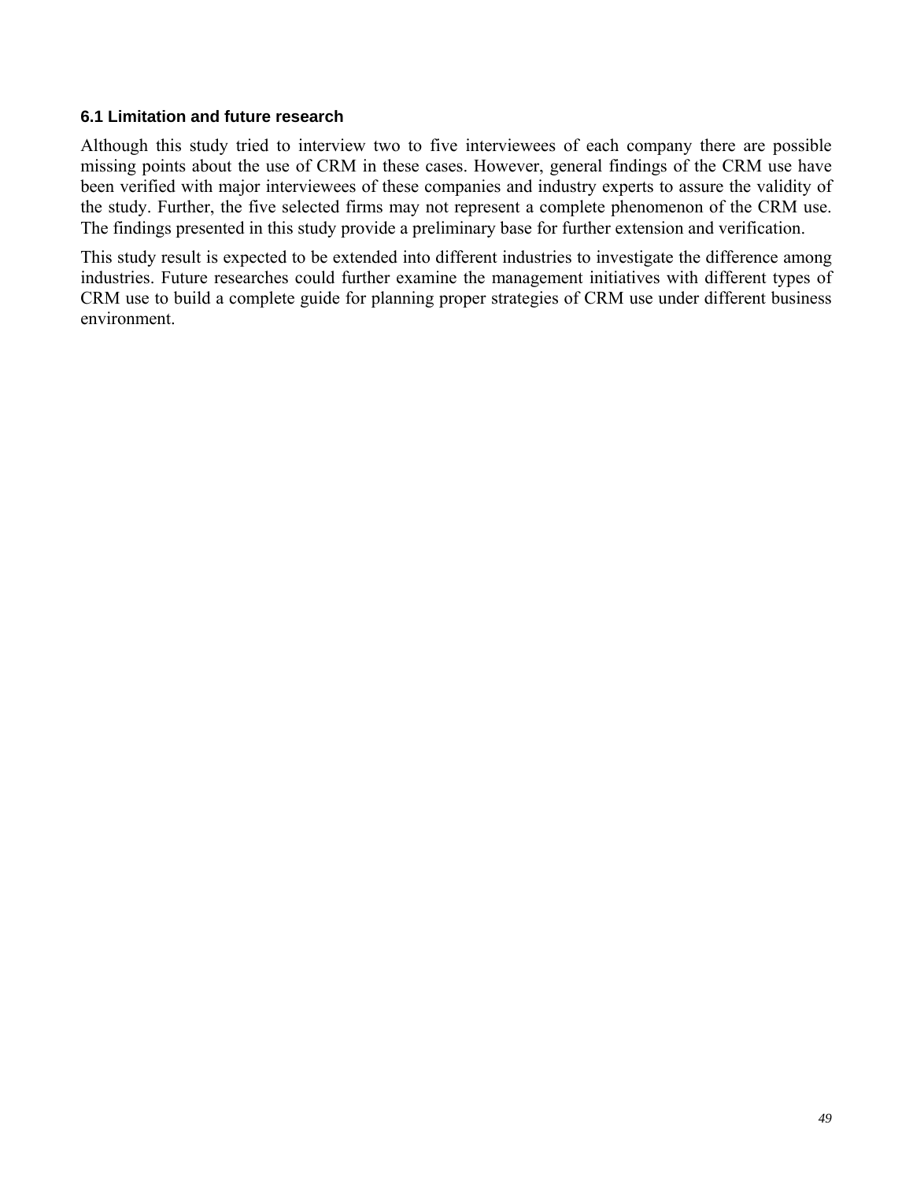### 6.1 Limitation and future research

Although this study tried to interview two to five interviewees of each company there are possible missing points about the use of CRM in these cases. However, general findings of the CRM use have been verified with major interviewees of these companies and industry experts to assure the validity of the study. Further, the five selected firms may not represent a complete phenomenon of the CRM use. The findings presented in this study provide a preliminary base for further extension and verification.

This study result is expected to be extended into different industries to investigate the difference among industries. Future researches could further examine the management initiatives with different types of CRM use to build a complete guide for planning proper strategies of CRM use under different business environment.